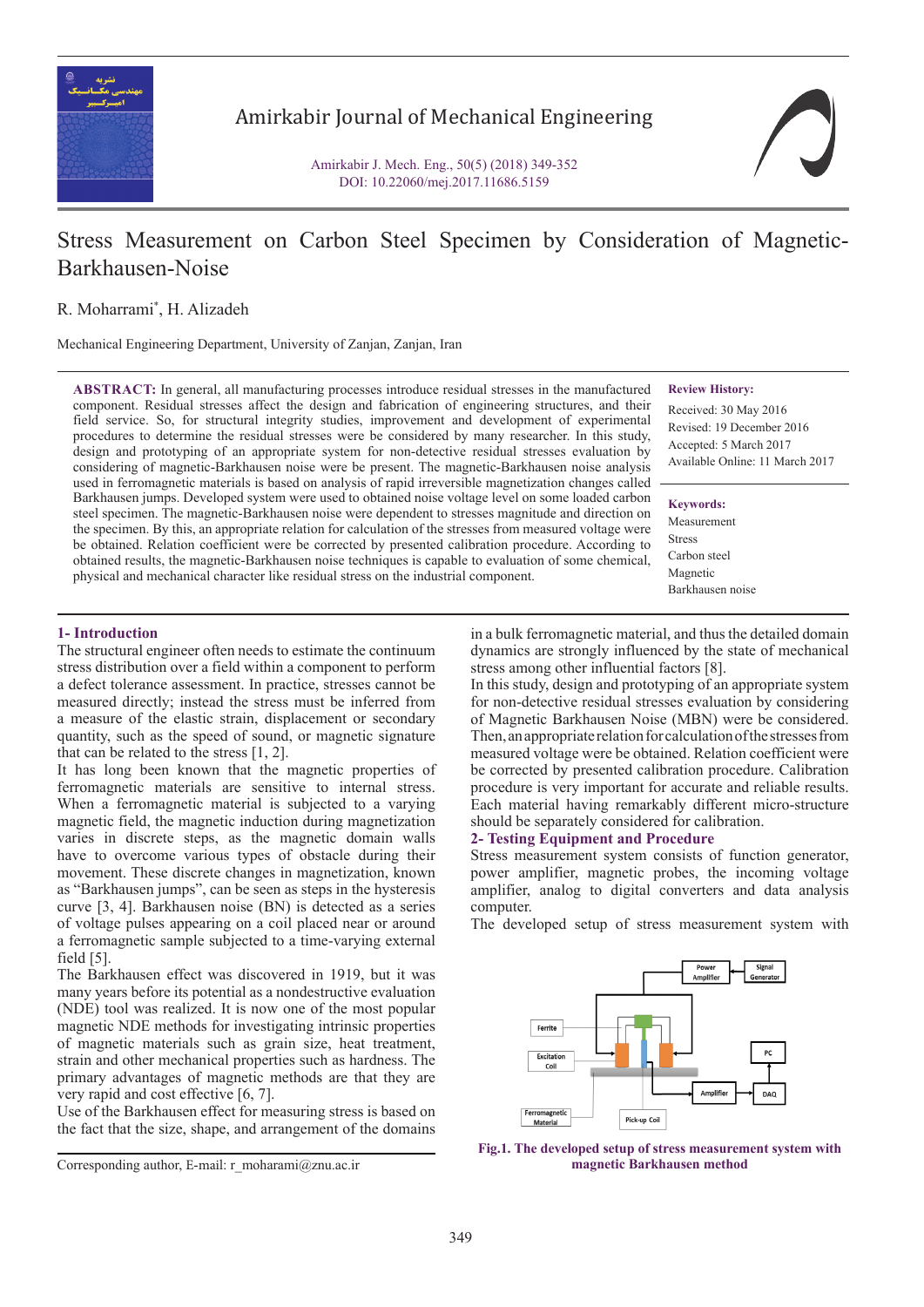# Stress Measurement on Carbon Steel Specimen by Consideration of Magnetic-Barkhausen-Noise

R. Moharrami*, H. Alizadeh

Mechanical Engineering Department, University of Zanjan, Zanjan, Iran

**ABSTRACT:** In general, all manufacturing processes introduce residual stresses in the manufactured component. Residual stresses affect the design and fabrication of engineering structures, and their field service. So, for structural integrity studies, improvement and development of experimental procedures to determine the residual stresses were be considered by many researcher. In this study, design and prototyping of an appropriate system for non-detective residual stresses evaluation by considering of magnetic-Barkhausen noise were be present. The magnetic-Barkhausen noise analysis used in ferromagnetic materials is based on analysis of rapid irreversible magnetization changes called Barkhausen jumps. Developed system were used to obtained noise voltage level on some loaded carbon steel specimen. The magnetic-Barkhausen noise were dependent to stresses magnitude and direction on the specimen. By this, an appropriate relation for calculation of the stresses from measured voltage were be obtained. Relation coefficient were be corrected by presented calibration procedure. According to obtained results, the magnetic-Barkhausen noise techniques is capable to evaluation of some chemical, physical and mechanical character like residual stress on the industrial component.

**Review History:**

Received: 30 May 2016

Revised: 19 December 2016

Accepted: 5 March 2017

Available Online: 11 March 2017

**Keywords:**

Measurement

Stress

Carbon steel

Magnetic

Barkhausen noise

## 1- Introduction

The structural engineer often needs to estimate the continuum stress distribution over a field within a component to perform a defect tolerance assessment. In practice, stresses cannot be measured directly; instead the stress must be inferred from a measure of the elastic strain, displacement or secondary quantity, such as the speed of sound, or magnetic signature that can be related to the stress [1, 2].

It has long been known that the magnetic properties of ferromagnetic materials are sensitive to internal stress. When a ferromagnetic material is subjected to a varying magnetic field, the magnetic induction during magnetization varies in discrete steps, as the magnetic domain walls have to overcome various types of obstacle during their movement. These discrete changes in magnetization, known as “Barkhausen jumps”, can be seen as steps in the hysteresis curve [3, 4]. Barkhausen noise (BN) is detected as a series of voltage pulses appearing on a coil placed near or around a ferromagnetic sample subjected to a time-varying external field [5].

The Barkhausen effect was discovered in 1919, but it was many years before its potential as a nondestructive evaluation (NDE) tool was realized. It is now one of the most popular magnetic NDE methods for investigating intrinsic properties of magnetic materials such as grain size, heat treatment, strain and other mechanical properties such as hardness. The primary advantages of magnetic methods are that they are very rapid and cost effective [6, 7].

Use of the Barkhausen effect for measuring stress is based on the fact that the size, shape, and arrangement of the domains in a bulk ferromagnetic material, and thus the detailed domain dynamics are strongly influenced by the state of mechanical stress among other influential factors [8].

In this study, design and prototyping of an appropriate system for non-detective residual stresses evaluation by considering of Magnetic Barkhausen Noise (MBN) were be considered. Then, an appropriate relation for calculation of the stresses from measured voltage were be obtained. Relation coefficient were be corrected by presented calibration procedure. Calibration procedure is very important for accurate and reliable results. Each material having remarkably different micro-structure should be separately considered for calibration.

## 2- Testing Equipment and Procedure

Stress measurement system consists of function generator, power amplifier, magnetic probes, the incoming voltage amplifier, analog to digital converters and data analysis computer.

The developed setup of stress measurement system with

**Fig.1. The developed setup of stress measurement system with magnetic Barkhausen method**

Corresponding author, E-mail: r_moharami@znu.ac.ir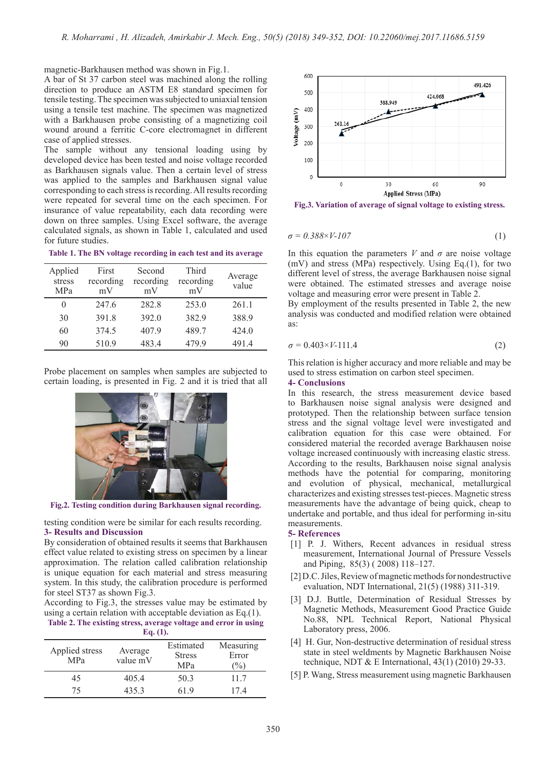magnetic-Barkhausen method was shown in Fig.1.

A bar of St 37 carbon steel was machined along the rolling direction to produce an ASTM E8 standard specimen for tensile testing. The specimen was subjected to uniaxial tension using a tensile test machine. The specimen was magnetized with a Barkhausen probe consisting of a magnetizing coil wound around a ferritic C-core electromagnet in different case of applied stresses.

The sample without any tensional loading using by developed device has been tested and noise voltage recorded as Barkhausen signals value. Then a certain level of stress was applied to the samples and Barkhausen signal value corresponding to each stress is recording. All results recording were repeated for several time on the each specimen. For insurance of value repeatability, each data recording were down on three samples. Using Excel software, the average calculated signals, as shown in Table 1, calculated and used for future studies.

**Table 1. The BN voltage recording in each test and its average**

| Applied stress MPa | First recording mV | Second recording mV | Third recording mV | Average value |
|---|---|---|---|---|
| 0 | 247.6 | 282.8 | 253.0 | 261.1 |
| 30 | 391.8 | 392.0 | 382.9 | 388.9 |
| 60 | 374.5 | 407.9 | 489.7 | 424.0 |
| 90 | 510.9 | 483.4 | 479.9 | 491.4 |

Probe placement on samples when samples are subjected to certain loading, is presented in Fig. 2 and it is tried that all testing condition were be similar for each results recording.

Fig.2. Testing condition during Barkhausen signal recording.

## 3- Results and Discussion

By consideration of obtained results it seems that Barkhausen effect value related to existing stress on specimen by a linear approximation. The relation called calibration relationship is unique equation for each material and stress measuring system. In this study, the calibration procedure is performed for steel ST37 as shown Fig.3.

According to Fig.3, the stresses value may be estimated by using a certain relation with acceptable deviation as Eq.(1).

**Table 2. The existing stress, average voltage and error in using Eq. (1).**

| Applied stress MPa | Average value mV | Estimated Stress MPa | Measuring Error (%) |
|---|---|---|---|
| 45 | 405.4 | 50.3 | 11.7 |
| 75 | 435.3 | 61.9 | 17.4 |

Fig.3. Variation of average of signal voltage to existing stress.

$$\sigma = 0.388\times V\text{-}107 \tag{1}$$

In this equation the parameters $V$ and $\sigma$ are noise voltage (mV) and stress (MPa) respectively. Using Eq.(1), for two different level of stress, the average Barkhausen noise signal were obtained. The estimated stresses and average noise voltage and measuring error were present in Table 2.

By employment of the results presented in Table 2, the new analysis was conducted and modified relation were obtained as:

$$\sigma = 0.403\times V\text{-}111.4 \tag{2}$$

This relation is higher accuracy and more reliable and may be used to stress estimation on carbon steel specimen.

## 4- Conclusions

In this research, the stress measurement device based to Barkhausen noise signal analysis were designed and prototyped. Then the relationship between surface tension stress and the signal voltage level were investigated and calibration equation for this case were obtained. For considered material the recorded average Barkhausen noise voltage increased continuously with increasing elastic stress. According to the results, Barkhausen noise signal analysis methods have the potential for comparing, monitoring and evolution of physical, mechanical, metallurgical characterizes and existing stresses test-pieces. Magnetic stress measurements have the advantage of being quick, cheap to undertake and portable, and thus ideal for performing in-situ measurements.

## 5- References

[1] P. J. Withers, Recent advances in residual stress measurement, International Journal of Pressure Vessels and Piping, 85(3) ( 2008) 118–127.

[2] D.C. Jiles, Review of magnetic methods for nondestructive evaluation, NDT International, 21(5) (1988) 311-319.

[3] D.J. Buttle, Determination of Residual Stresses by Magnetic Methods, Measurement Good Practice Guide No.88, NPL Technical Report, National Physical Laboratory press, 2006.

[4] H. Gur, Non-destructive determination of residual stress state in steel weldments by Magnetic Barkhausen Noise technique, NDT & E International, 43(1) (2010) 29-33.

[5] P. Wang, Stress measurement using magnetic Barkhausen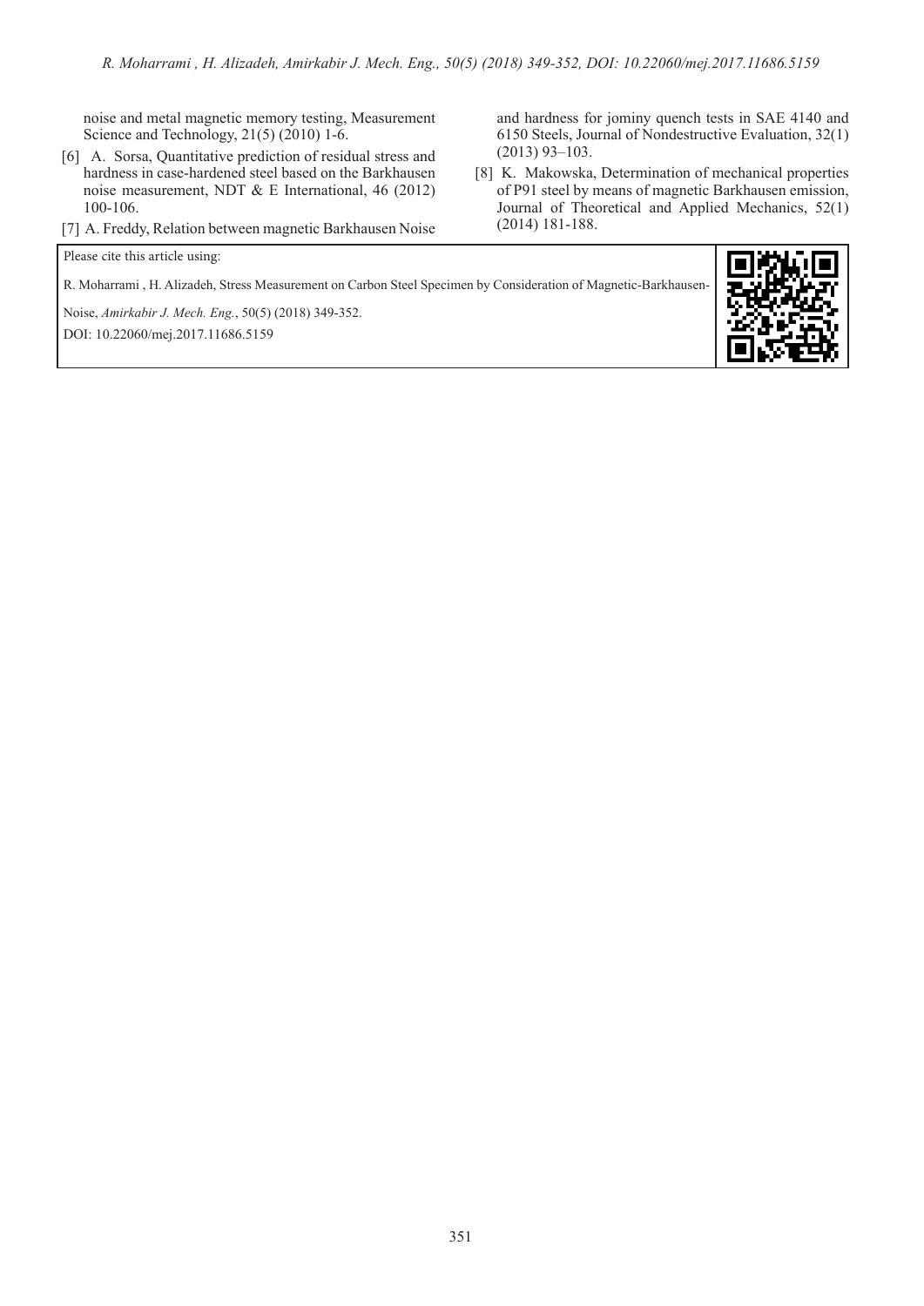noise and metal magnetic memory testing, Measurement Science and Technology, 21(5) (2010) 1-6.

[6] A. Sorsa, Quantitative prediction of residual stress and hardness in case-hardened steel based on the Barkhausen noise measurement, NDT & E International, 46 (2012) 100-106.

[7] A. Freddy, Relation between magnetic Barkhausen Noise and hardness for jominy quench tests in SAE 4140 and 6150 Steels, Journal of Nondestructive Evaluation, 32(1) (2013) 93–103.

[8] K. Makowska, Determination of mechanical properties of P91 steel by means of magnetic Barkhausen emission, Journal of Theoretical and Applied Mechanics, 52(1) (2014) 181-188.

Please cite this article using:

R. Moharrami , H. Alizadeh, Stress Measurement on Carbon Steel Specimen by Consideration of Magnetic-Barkhausen-Noise, *Amirkabir J. Mech. Eng.*, 50(5) (2018) 349-352.

DOI: 10.22060/mej.2017.11686.5159